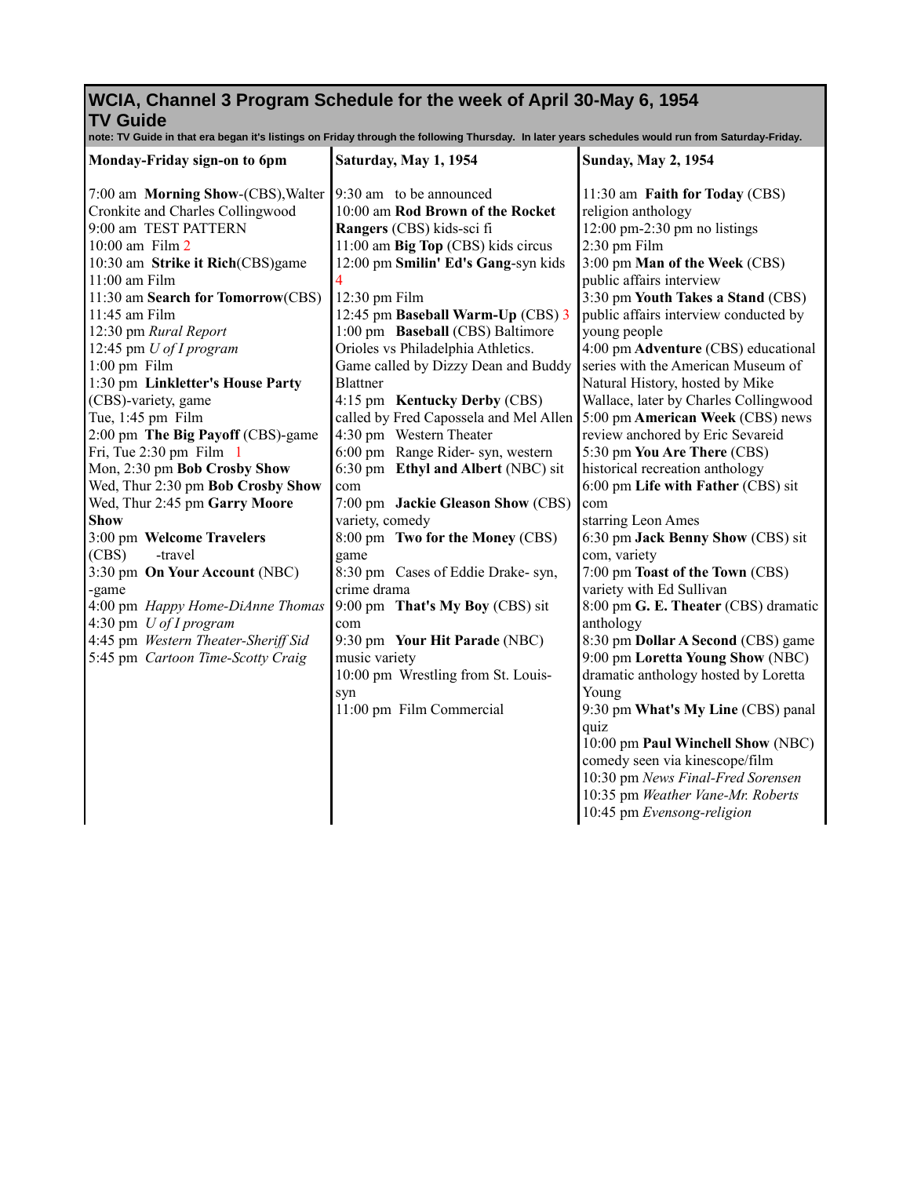## WCIA, Channel 3 Program Schedule for the week of April 30-May 6, 1954

## TV Guide

**note: TV Guide in that era began it's listings on Friday through the following Thursday. In later years schedules would run from Saturday-Friday.**

| **Monday-Friday sign-on to 6pm** | **Saturday, May 1, 1954** | **Sunday, May 2, 1954** |
|---|---|---|
| 7:00 am **Morning Show**-(CBS),Walter Cronkite and Charles Collingwood<br>9:00 am TEST PATTERN<br>10:00 am Film 2<br>10:30 am **Strike it Rich**(CBS)game<br>11:00 am Film<br>11:30 am **Search for Tomorrow**(CBS)<br>11:45 am Film<br>12:30 pm *Rural Report*<br>12:45 pm *U of I program*<br>1:00 pm Film<br>1:30 pm **Linkletter's House Party** (CBS)-variety, game<br>Tue, 1:45 pm Film<br>2:00 pm **The Big Payoff** (CBS)-game<br>Fri, Tue 2:30 pm Film 1<br>Mon, 2:30 pm **Bob Crosby Show**<br>Wed, Thur 2:30 pm **Bob Crosby Show**<br>Wed, Thur 2:45 pm **Garry Moore Show**<br>3:00 pm **Welcome Travelers** (CBS) -travel<br>3:30 pm **On Your Account** (NBC) -game<br>4:00 pm *Happy Home-DiAnne Thomas*<br>4:30 pm *U of I program*<br>4:45 pm *Western Theater-Sheriff Sid*<br>5:45 pm *Cartoon Time-Scotty Craig* | 9:30 am to be announced<br>10:00 am **Rod Brown of the Rocket Rangers** (CBS) kids-sci fi<br>11:00 am **Big Top** (CBS) kids circus<br>12:00 pm **Smilin' Ed's Gang**-syn kids 4<br>12:30 pm Film<br>12:45 pm **Baseball Warm-Up** (CBS) 3<br>1:00 pm **Baseball** (CBS) Baltimore Orioles vs Philadelphia Athletics. Game called by Dizzy Dean and Buddy Blattner<br>4:15 pm **Kentucky Derby** (CBS) called by Fred Capossela and Mel Allen<br>4:30 pm Western Theater<br>6:00 pm Range Rider- syn, western<br>6:30 pm **Ethyl and Albert** (NBC) sit com<br>7:00 pm **Jackie Gleason Show** (CBS) variety, comedy<br>8:00 pm **Two for the Money** (CBS) game<br>8:30 pm Cases of Eddie Drake- syn, crime drama<br>9:00 pm **That's My Boy** (CBS) sit com<br>9:30 pm **Your Hit Parade** (NBC) music variety<br>10:00 pm Wrestling from St. Louis- syn<br>11:00 pm Film Commercial | 11:30 am **Faith for Today** (CBS) religion anthology<br>12:00 pm-2:30 pm no listings<br>2:30 pm Film<br>3:00 pm **Man of the Week** (CBS) public affairs interview<br>3:30 pm **Youth Takes a Stand** (CBS) public affairs interview conducted by young people<br>4:00 pm **Adventure** (CBS) educational series with the American Museum of Natural History, hosted by Mike Wallace, later by Charles Collingwood<br>5:00 pm **American Week** (CBS) news review anchored by Eric Sevareid<br>5:30 pm **You Are There** (CBS) historical recreation anthology<br>6:00 pm **Life with Father** (CBS) sit com starring Leon Ames<br>6:30 pm **Jack Benny Show** (CBS) sit com, variety<br>7:00 pm **Toast of the Town** (CBS) variety with Ed Sullivan<br>8:00 pm **G. E. Theater** (CBS) dramatic anthology<br>8:30 pm **Dollar A Second** (CBS) game<br>9:00 pm **Loretta Young Show** (NBC) dramatic anthology hosted by Loretta Young<br>9:30 pm **What's My Line** (CBS) panal quiz<br>10:00 pm **Paul Winchell Show** (NBC) comedy seen via kinescope/film<br>10:30 pm *News Final-Fred Sorensen*<br>10:35 pm *Weather Vane-Mr. Roberts*<br>10:45 pm *Evensong-religion* |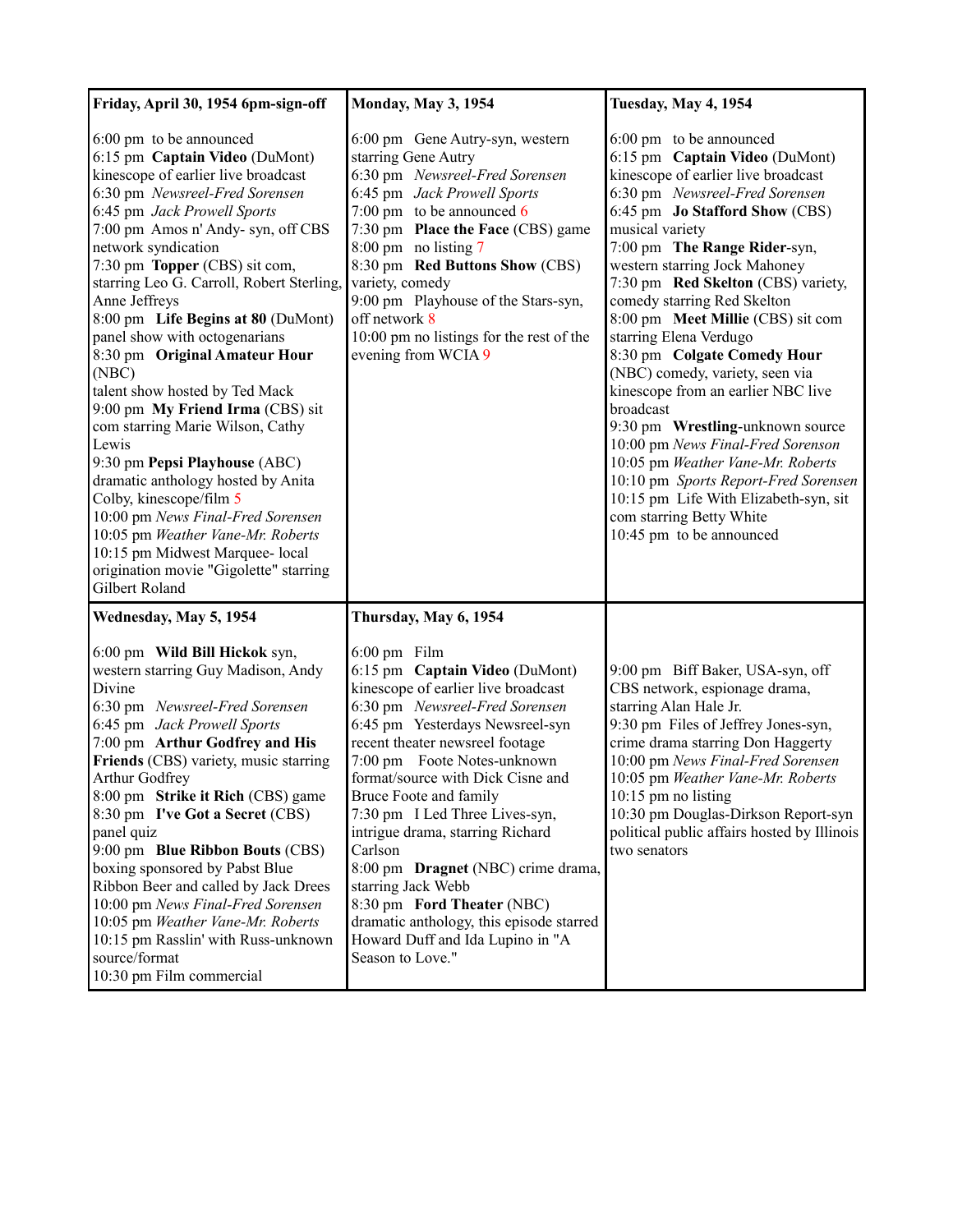| **Friday, April 30, 1954 6pm-sign-off** | **Monday, May 3, 1954** | **Tuesday, May 4, 1954** |
| --- | --- | --- |
| 6:00 pm to be announced<br>6:15 pm **Captain Video** (DuMont) kinescope of earlier live broadcast<br>6:30 pm *Newsreel-Fred Sorensen*<br>6:45 pm *Jack Prowell Sports*<br>7:00 pm Amos n' Andy- syn, off CBS network syndication<br>7:30 pm **Topper** (CBS) sit com, starring Leo G. Carroll, Robert Sterling, Anne Jeffreys<br>8:00 pm **Life Begins at 80** (DuMont) panel show with octogenarians<br>8:30 pm **Original Amateur Hour** (NBC)<br>talent show hosted by Ted Mack<br>9:00 pm **My Friend Irma** (CBS) sit com starring Marie Wilson, Cathy Lewis<br>9:30 pm **Pepsi Playhouse** (ABC) dramatic anthology hosted by Anita Colby, kinescope/film 5<br>10:00 pm *News Final-Fred Sorensen*<br>10:05 pm *Weather Vane-Mr. Roberts*<br>10:15 pm Midwest Marquee- local origination movie "Gigolette" starring Gilbert Roland | 6:00 pm Gene Autry-syn, western starring Gene Autry<br>6:30 pm *Newsreel-Fred Sorensen*<br>6:45 pm *Jack Prowell Sports*<br>7:00 pm to be announced 6<br>7:30 pm **Place the Face** (CBS) game<br>8:00 pm no listing 7<br>8:30 pm **Red Buttons Show** (CBS) variety, comedy<br>9:00 pm Playhouse of the Stars-syn, off network 8<br>10:00 pm no listings for the rest of the evening from WCIA 9 | 6:00 pm to be announced<br>6:15 pm **Captain Video** (DuMont) kinescope of earlier live broadcast<br>6:30 pm *Newsreel-Fred Sorensen*<br>6:45 pm **Jo Stafford Show** (CBS) musical variety<br>7:00 pm **The Range Rider**-syn, western starring Jock Mahoney<br>7:30 pm **Red Skelton** (CBS) variety, comedy starring Red Skelton<br>8:00 pm **Meet Millie** (CBS) sit com starring Elena Verdugo<br>8:30 pm **Colgate Comedy Hour** (NBC) comedy, variety, seen via kinescope from an earlier NBC live broadcast<br>9:30 pm **Wrestling**-unknown source<br>10:00 pm *News Final-Fred Sorenson*<br>10:05 pm *Weather Vane-Mr. Roberts*<br>10:10 pm *Sports Report-Fred Sorensen*<br>10:15 pm Life With Elizabeth-syn, sit com starring Betty White<br>10:45 pm to be announced |
| **Wednesday, May 5, 1954** | **Thursday, May 6, 1954** | |
| 6:00 pm **Wild Bill Hickok** syn, western starring Guy Madison, Andy Divine<br>6:30 pm *Newsreel-Fred Sorensen*<br>6:45 pm *Jack Prowell Sports*<br>7:00 pm **Arthur Godfrey and His Friends** (CBS) variety, music starring Arthur Godfrey<br>8:00 pm **Strike it Rich** (CBS) game<br>8:30 pm **I've Got a Secret** (CBS) panel quiz<br>9:00 pm **Blue Ribbon Bouts** (CBS) boxing sponsored by Pabst Blue Ribbon Beer and called by Jack Drees<br>10:00 pm *News Final-Fred Sorensen*<br>10:05 pm *Weather Vane-Mr. Roberts*<br>10:15 pm Rasslin' with Russ-unknown source/format<br>10:30 pm Film commercial | 6:00 pm Film<br>6:15 pm **Captain Video** (DuMont) kinescope of earlier live broadcast<br>6:30 pm *Newsreel-Fred Sorensen*<br>6:45 pm Yesterdays Newsreel-syn recent theater newsreel footage<br>7:00 pm Foote Notes-unknown format/source with Dick Cisne and Bruce Foote and family<br>7:30 pm I Led Three Lives-syn, intrigue drama, starring Richard Carlson<br>8:00 pm **Dragnet** (NBC) crime drama, starring Jack Webb<br>8:30 pm **Ford Theater** (NBC) dramatic anthology, this episode starred Howard Duff and Ida Lupino in "A Season to Love." | 9:00 pm Biff Baker, USA-syn, off CBS network, espionage drama, starring Alan Hale Jr.<br>9:30 pm Files of Jeffrey Jones-syn, crime drama starring Don Haggerty<br>10:00 pm *News Final-Fred Sorensen*<br>10:05 pm *Weather Vane-Mr. Roberts*<br>10:15 pm no listing<br>10:30 pm Douglas-Dirkson Report-syn political public affairs hosted by Illinois two senators |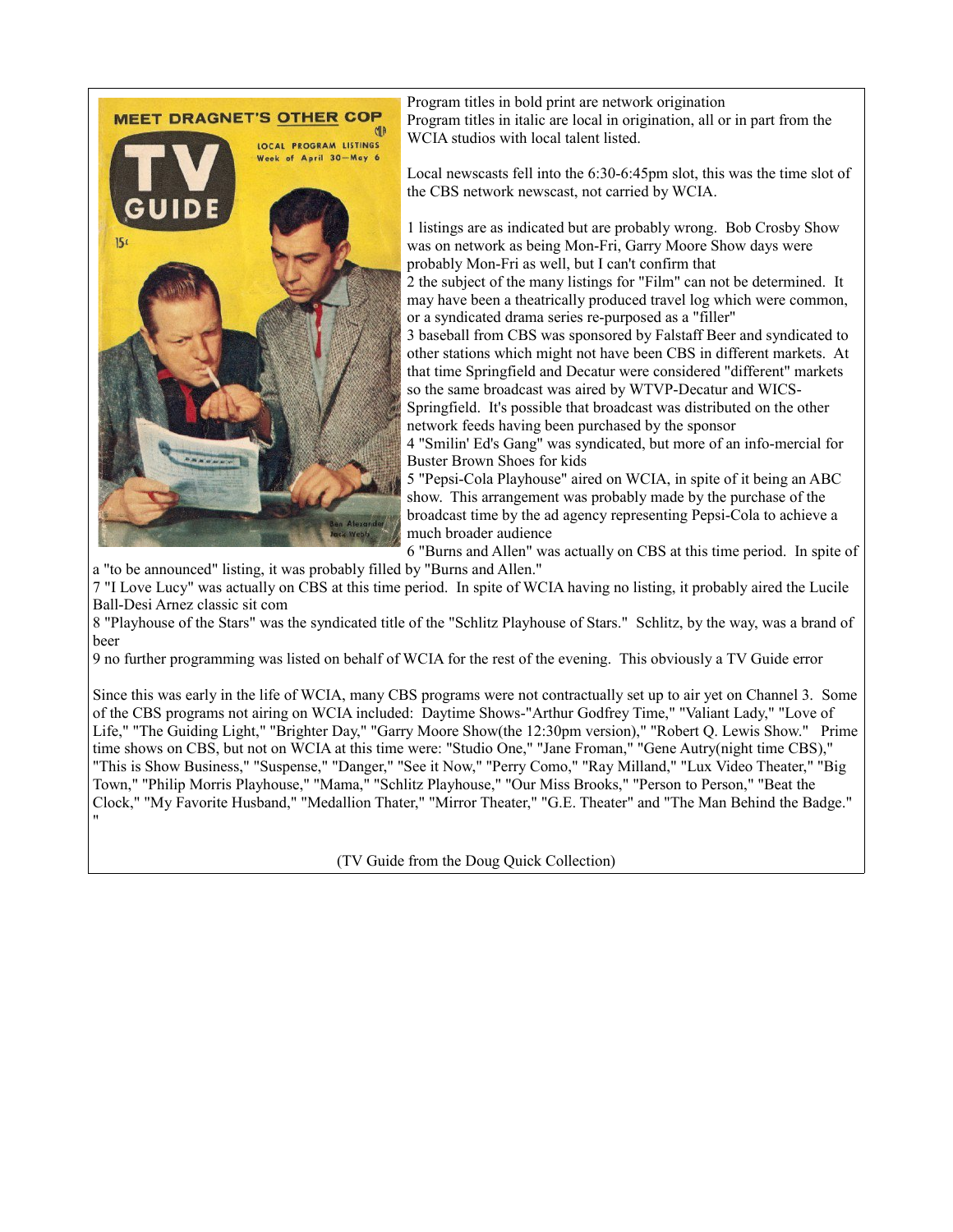Program titles in bold print are network origination
Program titles in italic are local in origination, all or in part from the WCIA studios with local talent listed.

Local newscasts fell into the 6:30-6:45pm slot, this was the time slot of the CBS network newscast, not carried by WCIA.

1 listings are as indicated but are probably wrong. Bob Crosby Show was on network as being Mon-Fri, Garry Moore Show days were probably Mon-Fri as well, but I can't confirm that
2 the subject of the many listings for "Film" can not be determined. It may have been a theatrically produced travel log which were common, or a syndicated drama series re-purposed as a "filler"
3 baseball from CBS was sponsored by Falstaff Beer and syndicated to other stations which might not have been CBS in different markets. At that time Springfield and Decatur were considered "different" markets so the same broadcast was aired by WTVP-Decatur and WICS-Springfield. It's possible that broadcast was distributed on the other network feeds having been purchased by the sponsor
4 "Smilin' Ed's Gang" was syndicated, but more of an info-mercial for Buster Brown Shoes for kids
5 "Pepsi-Cola Playhouse" aired on WCIA, in spite of it being an ABC show. This arrangement was probably made by the purchase of the broadcast time by the ad agency representing Pepsi-Cola to achieve a much broader audience
6 "Burns and Allen" was actually on CBS at this time period. In spite of a "to be announced" listing, it was probably filled by "Burns and Allen."
7 "I Love Lucy" was actually on CBS at this time period. In spite of WCIA having no listing, it probably aired the Lucile Ball-Desi Arnez classic sit com
8 "Playhouse of the Stars" was the syndicated title of the "Schlitz Playhouse of Stars." Schlitz, by the way, was a brand of beer
9 no further programming was listed on behalf of WCIA for the rest of the evening. This obviously a TV Guide error

Since this was early in the life of WCIA, many CBS programs were not contractually set up to air yet on Channel 3. Some of the CBS programs not airing on WCIA included: Daytime Shows-"Arthur Godfrey Time," "Valiant Lady," "Love of Life," "The Guiding Light," "Brighter Day," "Garry Moore Show(the 12:30pm version)," "Robert Q. Lewis Show." Prime time shows on CBS, but not on WCIA at this time were: "Studio One," "Jane Froman," "Gene Autry(night time CBS)," "This is Show Business," "Suspense," "Danger," "See it Now," "Perry Como," "Ray Milland," "Lux Video Theater," "Big Town," "Philip Morris Playhouse," "Mama," "Schlitz Playhouse," "Our Miss Brooks," "Person to Person," "Beat the Clock," "My Favorite Husband," "Medallion Thater," "Mirror Theater," "G.E. Theater" and "The Man Behind the Badge."
"

(TV Guide from the Doug Quick Collection)